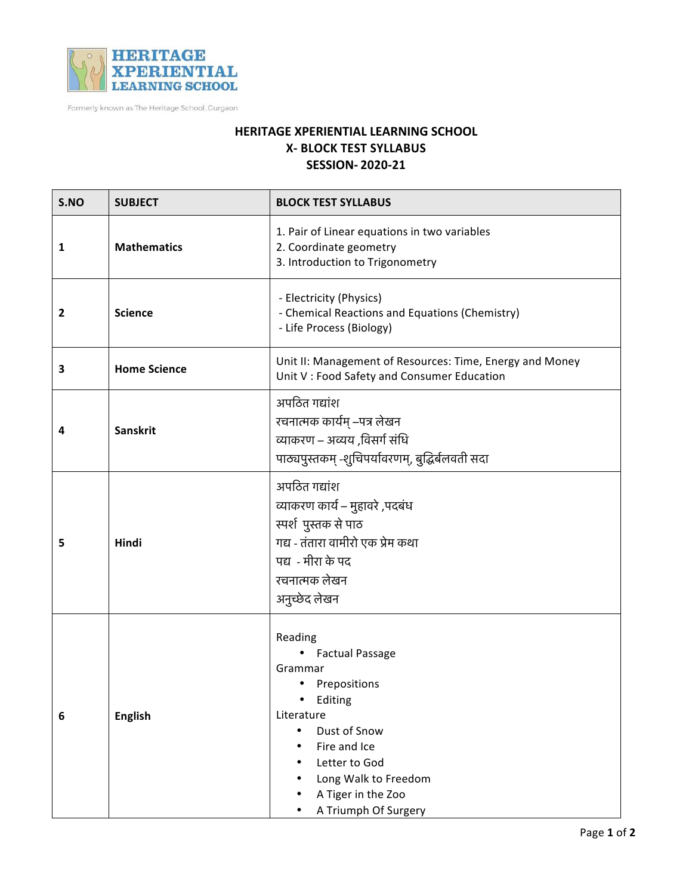**HERITAGE XPERIENTIAL LEARNING SCHOOL**

Formerly known as The Heritage School, Gurgaon

# HERITAGE XPERIENTIAL LEARNING SCHOOL
## X- BLOCK TEST SYLLABUS
## SESSION- 2020-21

| S.NO | SUBJECT | BLOCK TEST SYLLABUS |
|---|---|---|
| 1 | **Mathematics** | 1. Pair of Linear equations in two variables<br>2. Coordinate geometry<br>3. Introduction to Trigonometry |
| 2 | **Science** | - Electricity (Physics)<br>- Chemical Reactions and Equations (Chemistry)<br>- Life Process (Biology) |
| 3 | **Home Science** | Unit II: Management of Resources: Time, Energy and Money<br>Unit V : Food Safety and Consumer Education |
| 4 | **Sanskrit** | अपठित गद्यांश<br>रचनात्मक कार्यम् –पत्र लेखन<br>व्याकरण – अव्यय ,विसर्ग संधि<br>पाठ्यपुस्तकम् -शुचिपर्यावरणम्, बुद्धिर्बलवती सदा |
| 5 | **Hindi** | अपठित गद्यांश<br>व्याकरण कार्य – मुहावरे ,पदबंध<br>स्पर्श पुस्तक से पाठ<br>गद्य - तंतारा वामीरो एक प्रेम कथा<br>पद्य - मीरा के पद<br>रचनात्मक लेखन<br>अनुच्छेद लेखन |
| 6 | **English** | Reading<br>• Factual Passage<br>Grammar<br>• Prepositions<br>• Editing<br>Literature<br>• Dust of Snow<br>• Fire and Ice<br>• Letter to God<br>• Long Walk to Freedom<br>• A Tiger in the Zoo<br>• A Triumph Of Surgery |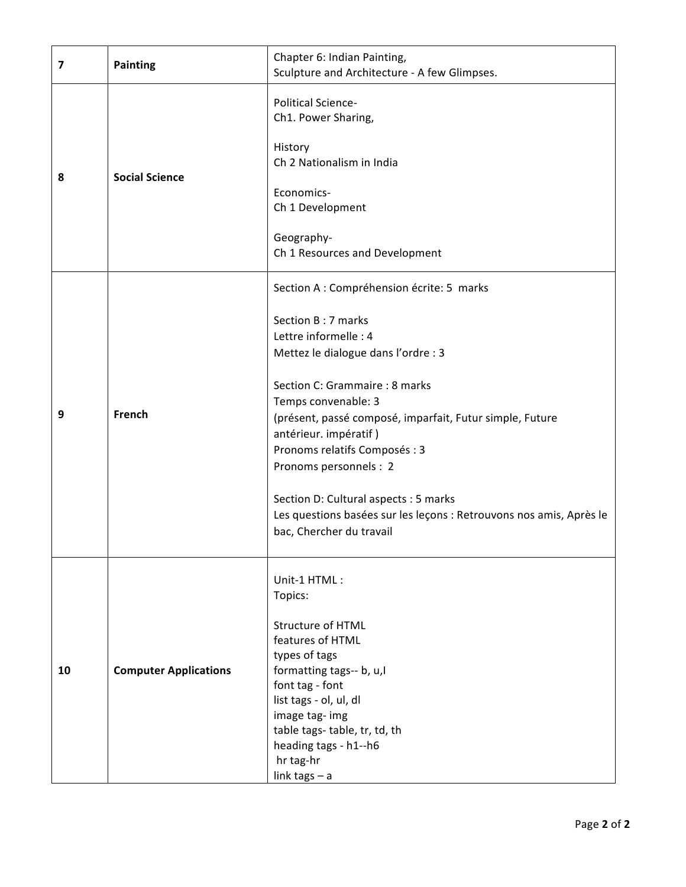| | | |
|---|---|---|
| 7 | **Painting** | Chapter 6: Indian Painting,<br>Sculpture and Architecture - A few Glimpses. |
| 8 | **Social Science** | Political Science-<br>Ch1. Power Sharing,<br><br>History<br>Ch 2 Nationalism in India<br><br>Economics-<br>Ch 1 Development<br><br>Geography-<br>Ch 1 Resources and Development |
| 9 | **French** | Section A : Compréhension écrite: 5 marks<br><br>Section B : 7 marks<br>Lettre informelle : 4<br>Mettez le dialogue dans l'ordre : 3<br><br>Section C: Grammaire : 8 marks<br>Temps convenable: 3<br>(présent, passé composé, imparfait, Futur simple, Future antérieur. impératif )<br>Pronoms relatifs Composés : 3<br>Pronoms personnels : 2<br><br>Section D: Cultural aspects : 5 marks<br>Les questions basées sur les leçons : Retrouvons nos amis, Après le bac, Chercher du travail |
| 10 | **Computer Applications** | Unit-1 HTML :<br>Topics:<br><br>Structure of HTML<br>features of HTML<br>types of tags<br>formatting tags-- b, u,I<br>font tag - font<br>list tags - ol, ul, dl<br>image tag- img<br>table tags- table, tr, td, th<br>heading tags - h1--h6<br>hr tag-hr<br>link tags – a |